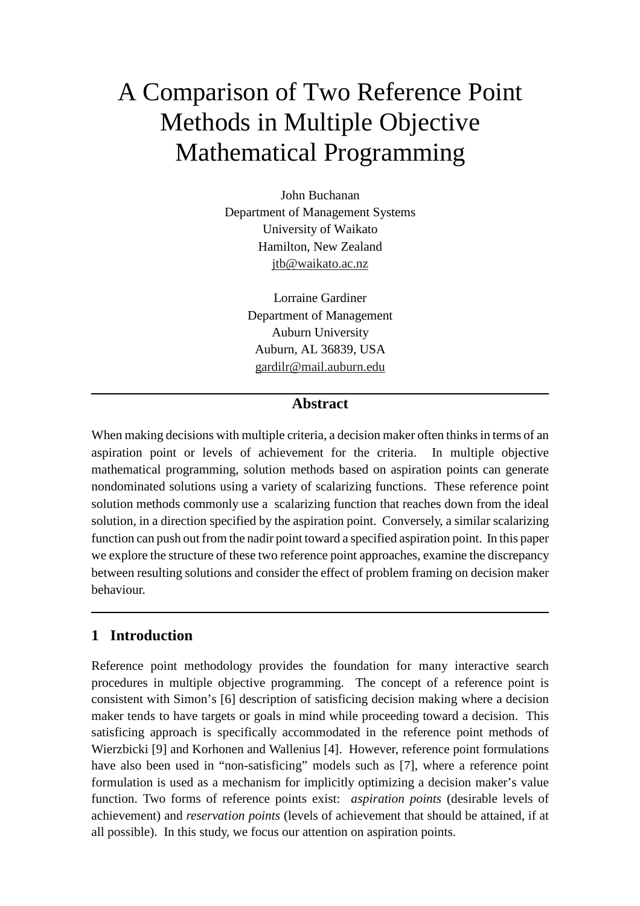# A Comparison of Two Reference Point Methods in Multiple Objective Mathematical Programming

John Buchanan  
Department of Management Systems  
University of Waikato  
Hamilton, New Zealand  
jtb@waikato.ac.nz

Lorraine Gardiner  
Department of Management  
Auburn University  
Auburn, AL 36839, USA  
gardilr@mail.auburn.edu

---

## Abstract

When making decisions with multiple criteria, a decision maker often thinks in terms of an aspiration point or levels of achievement for the criteria. In multiple objective mathematical programming, solution methods based on aspiration points can generate nondominated solutions using a variety of scalarizing functions. These reference point solution methods commonly use a scalarizing function that reaches down from the ideal solution, in a direction specified by the aspiration point. Conversely, a similar scalarizing function can push out from the nadir point toward a specified aspiration point. In this paper we explore the structure of these two reference point approaches, examine the discrepancy between resulting solutions and consider the effect of problem framing on decision maker behaviour.

---

## 1 Introduction

Reference point methodology provides the foundation for many interactive search procedures in multiple objective programming. The concept of a reference point is consistent with Simon's [6] description of satisficing decision making where a decision maker tends to have targets or goals in mind while proceeding toward a decision. This satisficing approach is specifically accommodated in the reference point methods of Wierzbicki [9] and Korhonen and Wallenius [4]. However, reference point formulations have also been used in "non-satisficing" models such as [7], where a reference point formulation is used as a mechanism for implicitly optimizing a decision maker's value function. Two forms of reference points exist: *aspiration points* (desirable levels of achievement) and *reservation points* (levels of achievement that should be attained, if at all possible). In this study, we focus our attention on aspiration points.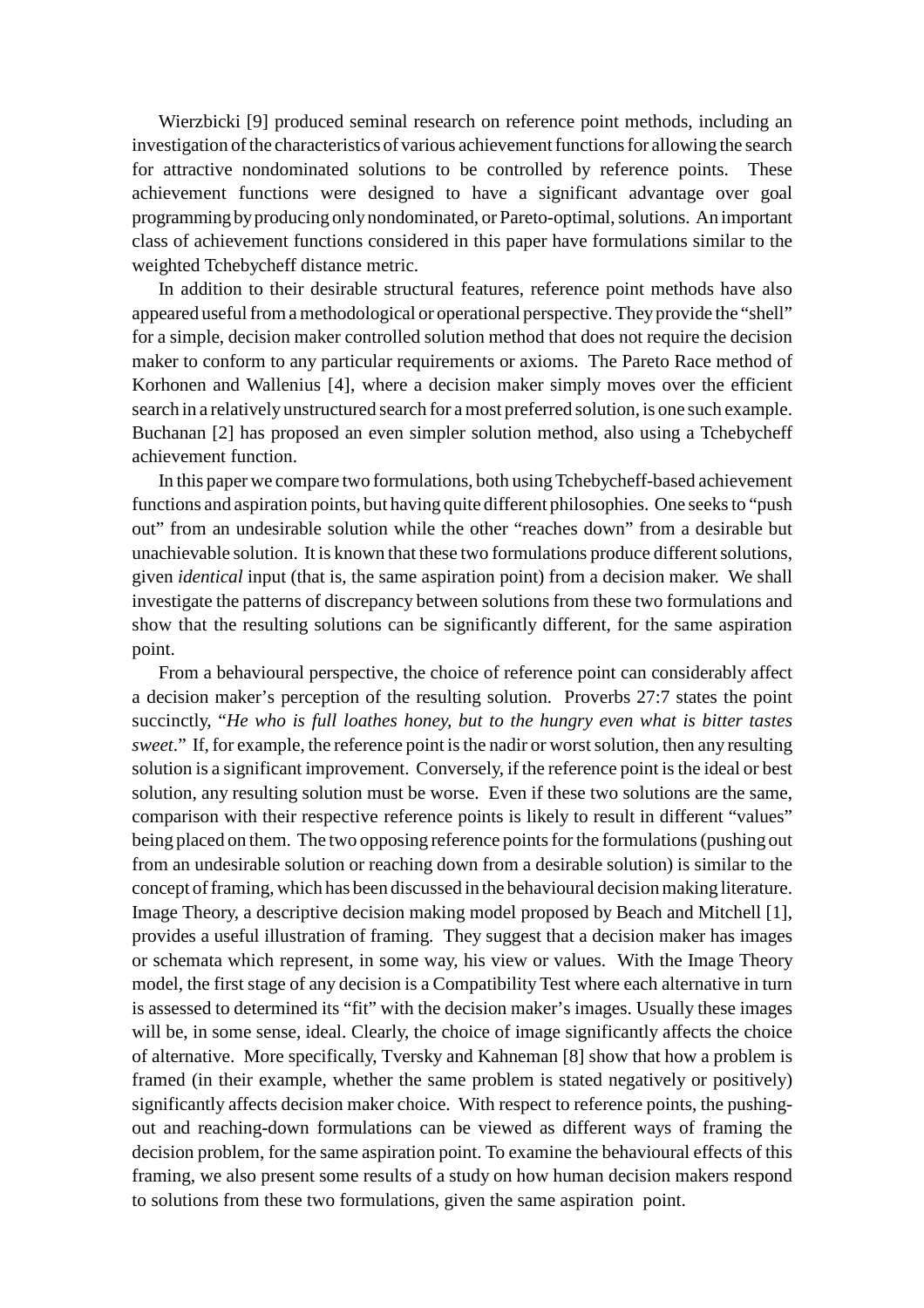Wierzbicki [9] produced seminal research on reference point methods, including an investigation of the characteristics of various achievement functions for allowing the search for attractive nondominated solutions to be controlled by reference points. These achievement functions were designed to have a significant advantage over goal programming by producing only nondominated, or Pareto-optimal, solutions. An important class of achievement functions considered in this paper have formulations similar to the weighted Tchebycheff distance metric.

In addition to their desirable structural features, reference point methods have also appeared useful from a methodological or operational perspective. They provide the "shell" for a simple, decision maker controlled solution method that does not require the decision maker to conform to any particular requirements or axioms. The Pareto Race method of Korhonen and Wallenius [4], where a decision maker simply moves over the efficient search in a relatively unstructured search for a most preferred solution, is one such example. Buchanan [2] has proposed an even simpler solution method, also using a Tchebycheff achievement function.

In this paper we compare two formulations, both using Tchebycheff-based achievement functions and aspiration points, but having quite different philosophies. One seeks to "push out" from an undesirable solution while the other "reaches down" from a desirable but unachievable solution. It is known that these two formulations produce different solutions, given *identical* input (that is, the same aspiration point) from a decision maker. We shall investigate the patterns of discrepancy between solutions from these two formulations and show that the resulting solutions can be significantly different, for the same aspiration point.

From a behavioural perspective, the choice of reference point can considerably affect a decision maker's perception of the resulting solution. Proverbs 27:7 states the point succinctly, "*He who is full loathes honey, but to the hungry even what is bitter tastes sweet.*" If, for example, the reference point is the nadir or worst solution, then any resulting solution is a significant improvement. Conversely, if the reference point is the ideal or best solution, any resulting solution must be worse. Even if these two solutions are the same, comparison with their respective reference points is likely to result in different "values" being placed on them. The two opposing reference points for the formulations (pushing out from an undesirable solution or reaching down from a desirable solution) is similar to the concept of framing, which has been discussed in the behavioural decision making literature. Image Theory, a descriptive decision making model proposed by Beach and Mitchell [1], provides a useful illustration of framing. They suggest that a decision maker has images or schemata which represent, in some way, his view or values. With the Image Theory model, the first stage of any decision is a Compatibility Test where each alternative in turn is assessed to determined its "fit" with the decision maker's images. Usually these images will be, in some sense, ideal. Clearly, the choice of image significantly affects the choice of alternative. More specifically, Tversky and Kahneman [8] show that how a problem is framed (in their example, whether the same problem is stated negatively or positively) significantly affects decision maker choice. With respect to reference points, the pushing-out and reaching-down formulations can be viewed as different ways of framing the decision problem, for the same aspiration point. To examine the behavioural effects of this framing, we also present some results of a study on how human decision makers respond to solutions from these two formulations, given the same aspiration point.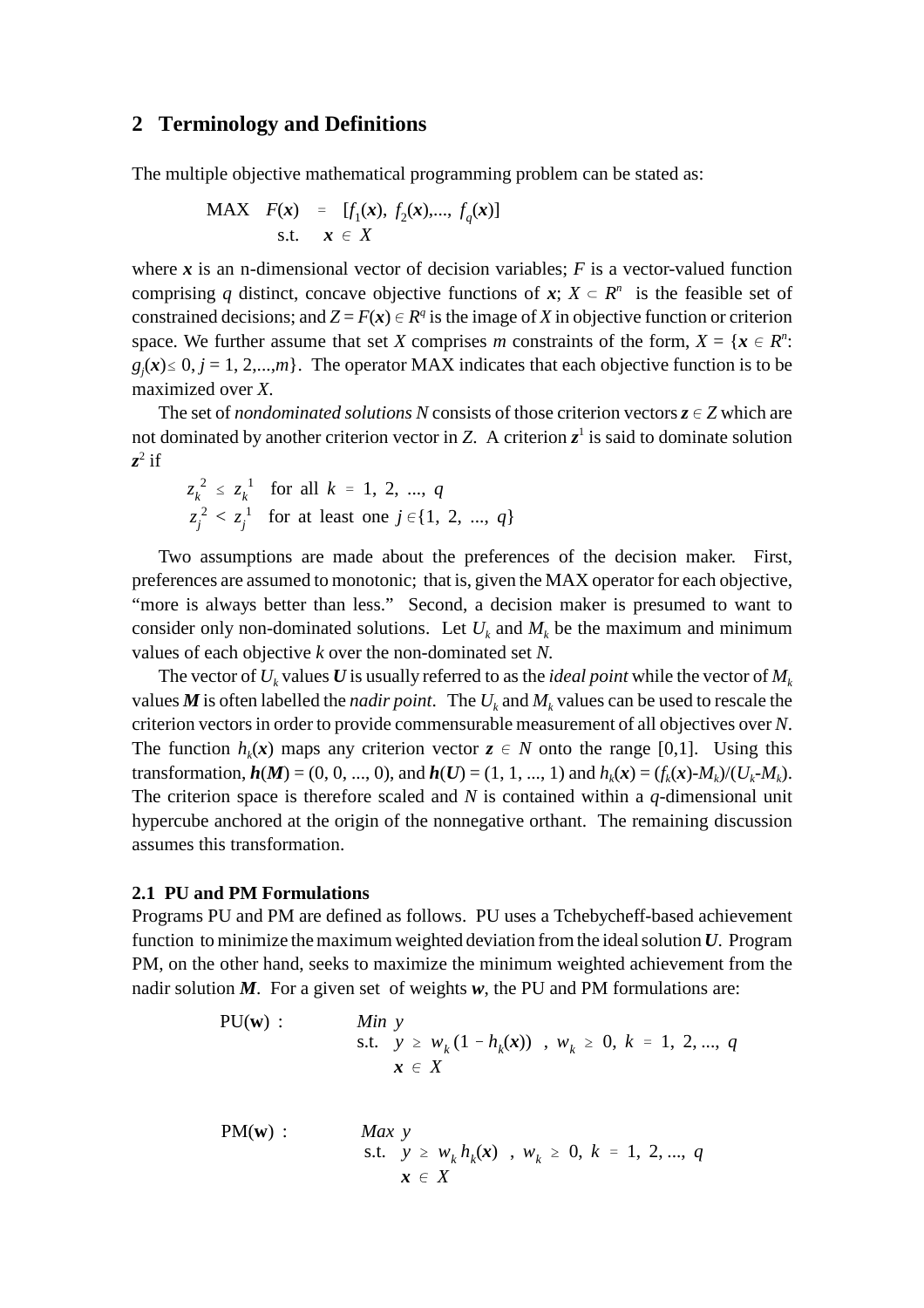## 2 Terminology and Definitions

The multiple objective mathematical programming problem can be stated as:

$$\begin{aligned} \text{MAX} \quad & F(\boldsymbol{x}) = [f_1(\boldsymbol{x}), f_2(\boldsymbol{x}), ..., f_q(\boldsymbol{x})] \\ \text{s.t.} \quad & \boldsymbol{x} \in X \end{aligned}$$

where $\boldsymbol{x}$ is an n-dimensional vector of decision variables; $F$ is a vector-valued function comprising $q$ distinct, concave objective functions of $\boldsymbol{x}$; $X \subset R^n$ is the feasible set of constrained decisions; and $Z = F(\boldsymbol{x}) \in R^q$ is the image of $X$ in objective function or criterion space. We further assume that set $X$ comprises $m$ constraints of the form, $X = \{\boldsymbol{x} \in R^n: g_j(\boldsymbol{x}) \leq 0, j = 1, 2, ..., m\}$. The operator MAX indicates that each objective function is to be maximized over $X$.

The set of *nondominated solutions* $N$ consists of those criterion vectors $\boldsymbol{z} \in Z$ which are not dominated by another criterion vector in $Z$. A criterion $\boldsymbol{z}^1$ is said to dominate solution $\boldsymbol{z}^2$ if

$$\begin{aligned} & z_k^2 \leq z_k^1 \quad \text{for all } k = 1, 2, ..., q \\ & z_j^2 < z_j^1 \quad \text{for at least one } j \in \{1, 2, ..., q\} \end{aligned}$$

Two assumptions are made about the preferences of the decision maker. First, preferences are assumed to monotonic; that is, given the MAX operator for each objective, "more is always better than less." Second, a decision maker is presumed to want to consider only non-dominated solutions. Let $U_k$ and $M_k$ be the maximum and minimum values of each objective $k$ over the non-dominated set $N$.

The vector of $U_k$ values $\boldsymbol{U}$ is usually referred to as the *ideal point* while the vector of $M_k$ values $\boldsymbol{M}$ is often labelled the *nadir point*. The $U_k$ and $M_k$ values can be used to rescale the criterion vectors in order to provide commensurable measurement of all objectives over $N$. The function $h_k(\boldsymbol{x})$ maps any criterion vector $\boldsymbol{z} \in N$ onto the range [0,1]. Using this transformation, $\boldsymbol{h}(\boldsymbol{M}) = (0, 0, ..., 0)$, and $\boldsymbol{h}(\boldsymbol{U}) = (1, 1, ..., 1)$ and $h_k(\boldsymbol{x}) = (f_k(\boldsymbol{x})-M_k)/(U_k-M_k)$. The criterion space is therefore scaled and $N$ is contained within a $q$-dimensional unit hypercube anchored at the origin of the nonnegative orthant. The remaining discussion assumes this transformation.

### 2.1 PU and PM Formulations

Programs PU and PM are defined as follows. PU uses a Tchebycheff-based achievement function to minimize the maximum weighted deviation from the ideal solution $\boldsymbol{U}$. Program PM, on the other hand, seeks to maximize the minimum weighted achievement from the nadir solution $\boldsymbol{M}$. For a given set of weights $\boldsymbol{w}$, the PU and PM formulations are:

$$\text{PU}(\mathbf{w}): \quad \begin{aligned} & \mathit{Min}\ y \\ & \text{s.t.} \quad y \geq w_k (1 - h_k(\boldsymbol{x})) \ , \ w_k \geq 0, \ k = 1, 2, ..., q \\ & \qquad \boldsymbol{x} \in X \end{aligned}$$

$$\text{PM}(\mathbf{w}): \quad \begin{aligned} & \mathit{Max}\ y \\ & \text{s.t.} \quad y \geq w_k h_k(\boldsymbol{x}) \ , \ w_k \geq 0, \ k = 1, 2, ..., q \\ & \qquad \boldsymbol{x} \in X \end{aligned}$$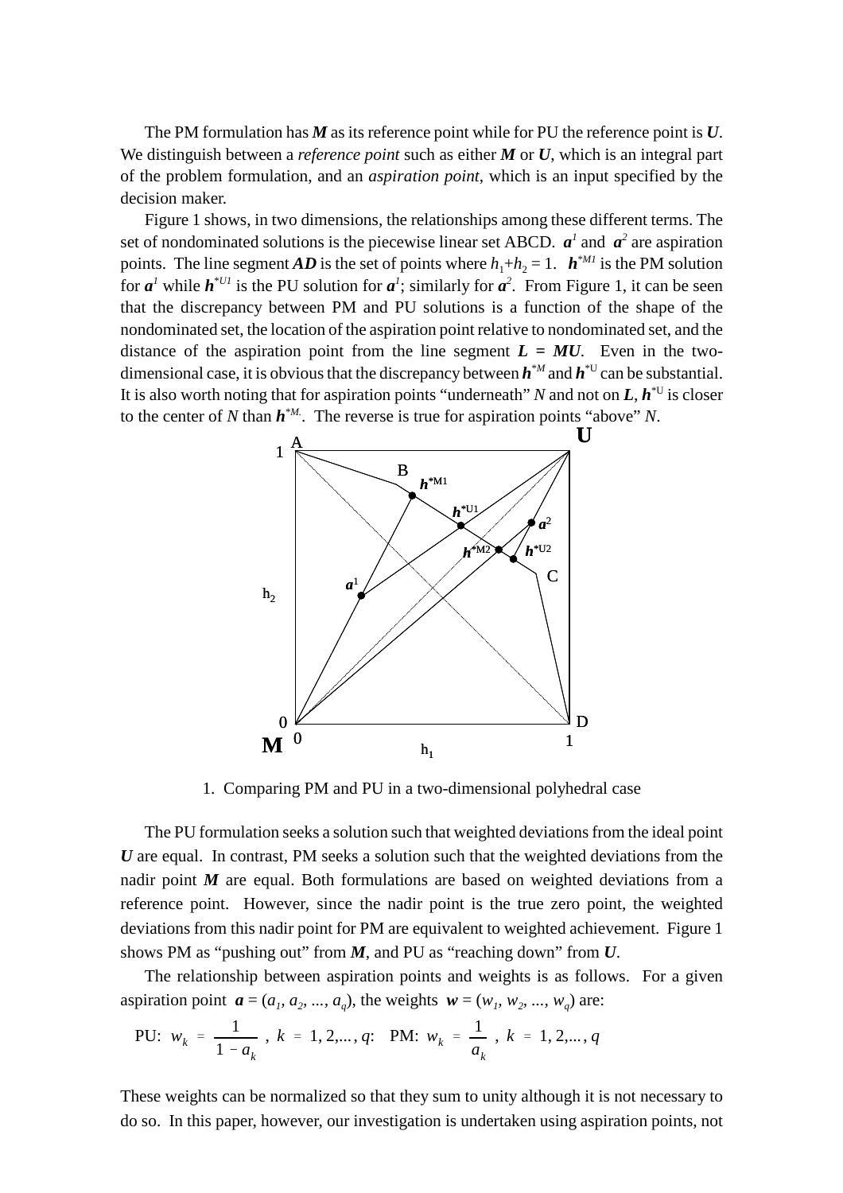The PM formulation has $\boldsymbol{M}$ as its reference point while for PU the reference point is $\boldsymbol{U}$. We distinguish between a *reference point* such as either $\boldsymbol{M}$ or $\boldsymbol{U}$, which is an integral part of the problem formulation, and an *aspiration point*, which is an input specified by the decision maker.

Figure 1 shows, in two dimensions, the relationships among these different terms. The set of nondominated solutions is the piecewise linear set ABCD. $\boldsymbol{a}^1$ and $\boldsymbol{a}^2$ are aspiration points. The line segment $\boldsymbol{AD}$ is the set of points where $h_1+h_2 = 1$. $\boldsymbol{h}^{*M1}$ is the PM solution for $\boldsymbol{a}^1$ while $\boldsymbol{h}^{*U1}$ is the PU solution for $\boldsymbol{a}^1$; similarly for $\boldsymbol{a}^2$. From Figure 1, it can be seen that the discrepancy between PM and PU solutions is a function of the shape of the nondominated set, the location of the aspiration point relative to nondominated set, and the distance of the aspiration point from the line segment $\boldsymbol{L} = \boldsymbol{MU}$. Even in the two-dimensional case, it is obvious that the discrepancy between $\boldsymbol{h}^{*M}$ and $\boldsymbol{h}^{*U}$ can be substantial. It is also worth noting that for aspiration points "underneath" $N$ and not on $\boldsymbol{L}$, $\boldsymbol{h}^{*U}$ is closer to the center of $N$ than $\boldsymbol{h}^{*M}$. The reverse is true for aspiration points "above" $N$.

1. Comparing PM and PU in a two-dimensional polyhedral case

The PU formulation seeks a solution such that weighted deviations from the ideal point $\boldsymbol{U}$ are equal. In contrast, PM seeks a solution such that the weighted deviations from the nadir point $\boldsymbol{M}$ are equal. Both formulations are based on weighted deviations from a reference point. However, since the nadir point is the true zero point, the weighted deviations from this nadir point for PM are equivalent to weighted achievement. Figure 1 shows PM as "pushing out" from $\boldsymbol{M}$, and PU as "reaching down" from $\boldsymbol{U}$.

The relationship between aspiration points and weights is as follows. For a given aspiration point $\boldsymbol{a} = (a_1, a_2, ..., a_q)$, the weights $\boldsymbol{w} = (w_1, w_2, ..., w_q)$ are:

$$\text{PU: } w_k = \frac{1}{1 - a_k}, \; k = 1, 2, ..., q: \quad \text{PM: } w_k = \frac{1}{a_k}, \; k = 1, 2, ..., q$$

These weights can be normalized so that they sum to unity although it is not necessary to do so. In this paper, however, our investigation is undertaken using aspiration points, not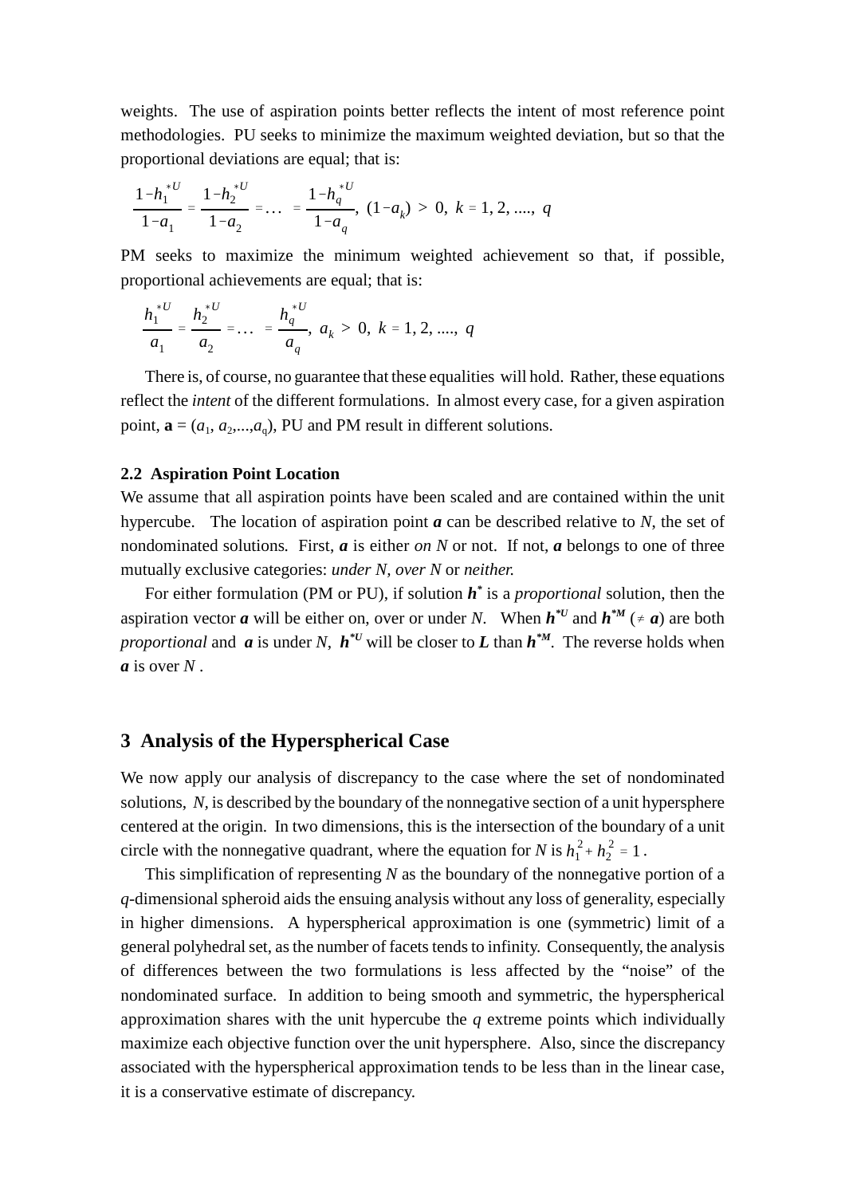weights. The use of aspiration points better reflects the intent of most reference point methodologies. PU seeks to minimize the maximum weighted deviation, but so that the proportional deviations are equal; that is:

$$\frac{1-h_1^{*U}}{1-a_1} = \frac{1-h_2^{*U}}{1-a_2} = \ldots = \frac{1-h_q^{*U}}{1-a_q},\ (1-a_k) > 0,\ k = 1, 2, ...., q$$

PM seeks to maximize the minimum weighted achievement so that, if possible, proportional achievements are equal; that is:

$$\frac{h_1^{*U}}{a_1} = \frac{h_2^{*U}}{a_2} = \ldots = \frac{h_q^{*U}}{a_q},\ a_k > 0,\ k = 1, 2, ...., q$$

There is, of course, no guarantee that these equalities will hold. Rather, these equations reflect the *intent* of the different formulations. In almost every case, for a given aspiration point, $\mathbf{a} = (a_1, a_2, ..., a_q)$, PU and PM result in different solutions.

### 2.2 Aspiration Point Location

We assume that all aspiration points have been scaled and are contained within the unit hypercube. The location of aspiration point $\boldsymbol{a}$ can be described relative to $N$, the set of nondominated solutions. First, $\boldsymbol{a}$ is either *on* $N$ or not. If not, $\boldsymbol{a}$ belongs to one of three mutually exclusive categories: *under N*, *over N* or *neither.*

For either formulation (PM or PU), if solution $\boldsymbol{h}^*$ is a *proportional* solution, then the aspiration vector $\boldsymbol{a}$ will be either on, over or under $N$. When $\boldsymbol{h}^{*U}$ and $\boldsymbol{h}^{*M}$ ($\neq \boldsymbol{a}$) are both *proportional* and $\boldsymbol{a}$ is under $N$, $\boldsymbol{h}^{*U}$ will be closer to $\boldsymbol{L}$ than $\boldsymbol{h}^{*M}$. The reverse holds when $\boldsymbol{a}$ is over $N$ .

## 3 Analysis of the Hyperspherical Case

We now apply our analysis of discrepancy to the case where the set of nondominated solutions, $N$, is described by the boundary of the nonnegative section of a unit hypersphere centered at the origin. In two dimensions, this is the intersection of the boundary of a unit circle with the nonnegative quadrant, where the equation for $N$ is $h_1^2 + h_2^2 = 1$ .

This simplification of representing $N$ as the boundary of the nonnegative portion of a $q$-dimensional spheroid aids the ensuing analysis without any loss of generality, especially in higher dimensions. A hyperspherical approximation is one (symmetric) limit of a general polyhedral set, as the number of facets tends to infinity. Consequently, the analysis of differences between the two formulations is less affected by the "noise" of the nondominated surface. In addition to being smooth and symmetric, the hyperspherical approximation shares with the unit hypercube the $q$ extreme points which individually maximize each objective function over the unit hypersphere. Also, since the discrepancy associated with the hyperspherical approximation tends to be less than in the linear case, it is a conservative estimate of discrepancy.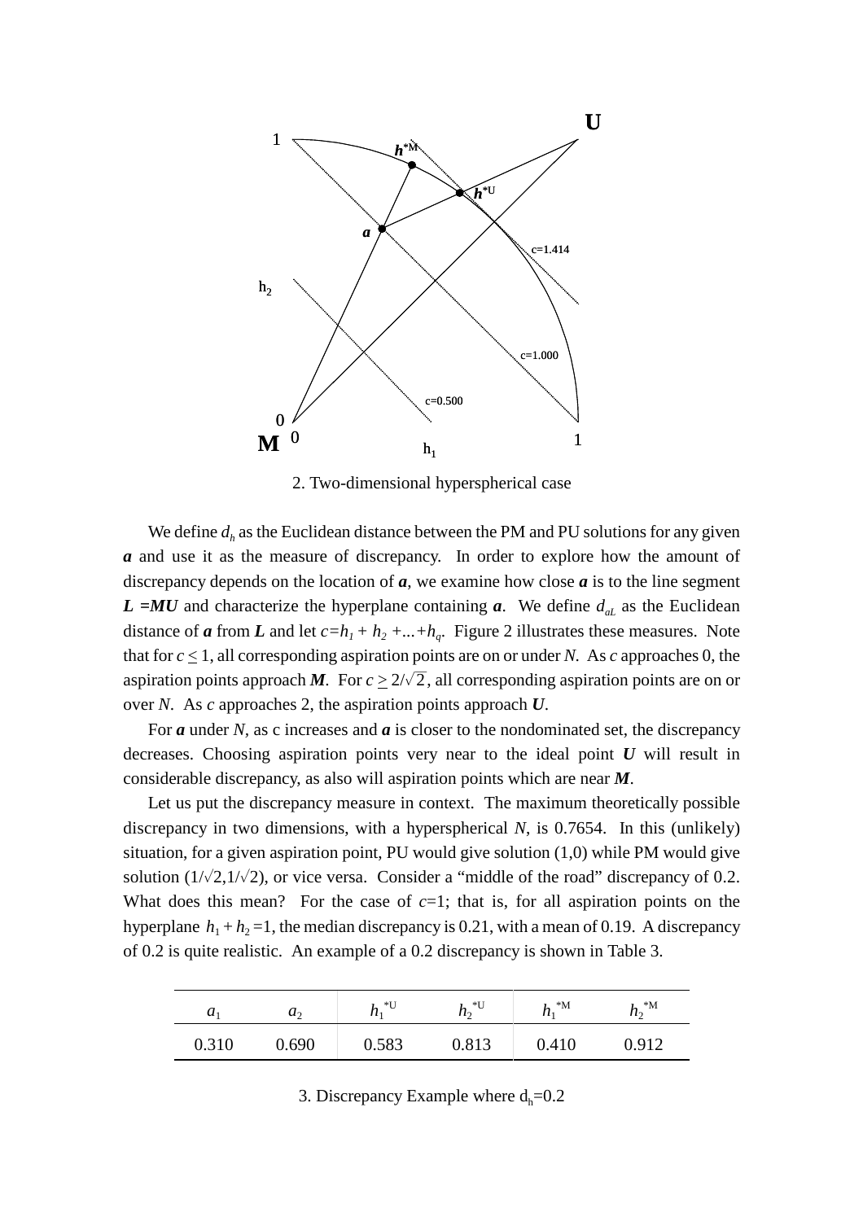2. Two-dimensional hyperspherical case

We define $d_h$ as the Euclidean distance between the PM and PU solutions for any given $\boldsymbol{a}$ and use it as the measure of discrepancy. In order to explore how the amount of discrepancy depends on the location of $\boldsymbol{a}$, we examine how close $\boldsymbol{a}$ is to the line segment $\boldsymbol{L} = \boldsymbol{MU}$ and characterize the hyperplane containing $\boldsymbol{a}$. We define $d_{aL}$ as the Euclidean distance of $\boldsymbol{a}$ from $\boldsymbol{L}$ and let $c = h_1 + h_2 + \ldots + h_q$. Figure 2 illustrates these measures. Note that for $c \leq 1$, all corresponding aspiration points are on or under $N$. As $c$ approaches 0, the aspiration points approach $\boldsymbol{M}$. For $c \geq 2/\sqrt{2}$, all corresponding aspiration points are on or over $N$. As $c$ approaches 2, the aspiration points approach $\boldsymbol{U}$.

For $\boldsymbol{a}$ under $N$, as c increases and $\boldsymbol{a}$ is closer to the nondominated set, the discrepancy decreases. Choosing aspiration points very near to the ideal point $\boldsymbol{U}$ will result in considerable discrepancy, as also will aspiration points which are near $\boldsymbol{M}$.

Let us put the discrepancy measure in context. The maximum theoretically possible discrepancy in two dimensions, with a hyperspherical $N$, is 0.7654. In this (unlikely) situation, for a given aspiration point, PU would give solution (1,0) while PM would give solution $(1/\sqrt{2}, 1/\sqrt{2})$, or vice versa. Consider a "middle of the road" discrepancy of 0.2. What does this mean? For the case of $c$=1; that is, for all aspiration points on the hyperplane $h_1 + h_2 = 1$, the median discrepancy is 0.21, with a mean of 0.19. A discrepancy of 0.2 is quite realistic. An example of a 0.2 discrepancy is shown in Table 3.

| $a_1$ | $a_2$ | $h_1^{*U}$ | $h_2^{*U}$ | $h_1^{*M}$ | $h_2^{*M}$ |
|---|---|---|---|---|---|
| 0.310 | 0.690 | 0.583 | 0.813 | 0.410 | 0.912 |

3. Discrepancy Example where $d_h$=0.2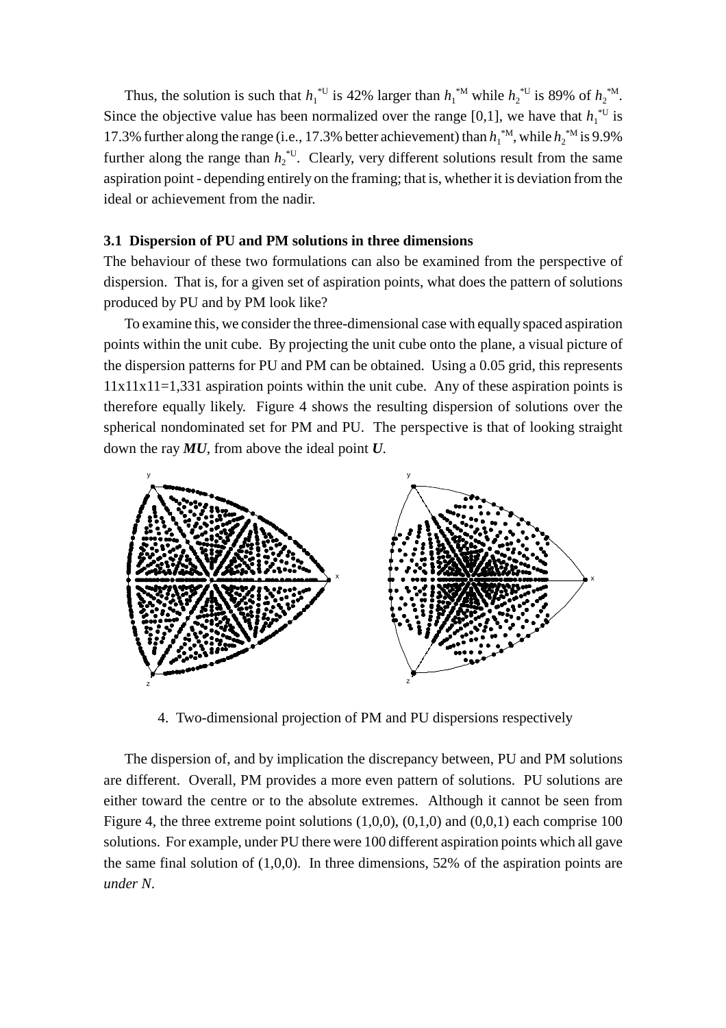Thus, the solution is such that $h_1^{*U}$ is 42% larger than $h_1^{*M}$ while $h_2^{*U}$ is 89% of $h_2^{*M}$. Since the objective value has been normalized over the range [0,1], we have that $h_1^{*U}$ is 17.3% further along the range (i.e., 17.3% better achievement) than $h_1^{*M}$, while $h_2^{*M}$ is 9.9% further along the range than $h_2^{*U}$. Clearly, very different solutions result from the same aspiration point - depending entirely on the framing; that is, whether it is deviation from the ideal or achievement from the nadir.

### 3.1 Dispersion of PU and PM solutions in three dimensions

The behaviour of these two formulations can also be examined from the perspective of dispersion. That is, for a given set of aspiration points, what does the pattern of solutions produced by PU and by PM look like?

To examine this, we consider the three-dimensional case with equally spaced aspiration points within the unit cube. By projecting the unit cube onto the plane, a visual picture of the dispersion patterns for PU and PM can be obtained. Using a 0.05 grid, this represents 11x11x11=1,331 aspiration points within the unit cube. Any of these aspiration points is therefore equally likely. Figure 4 shows the resulting dispersion of solutions over the spherical nondominated set for PM and PU. The perspective is that of looking straight down the ray ***MU***, from above the ideal point ***U***.

4. Two-dimensional projection of PM and PU dispersions respectively

The dispersion of, and by implication the discrepancy between, PU and PM solutions are different. Overall, PM provides a more even pattern of solutions. PU solutions are either toward the centre or to the absolute extremes. Although it cannot be seen from Figure 4, the three extreme point solutions (1,0,0), (0,1,0) and (0,0,1) each comprise 100 solutions. For example, under PU there were 100 different aspiration points which all gave the same final solution of (1,0,0). In three dimensions, 52% of the aspiration points are *under N*.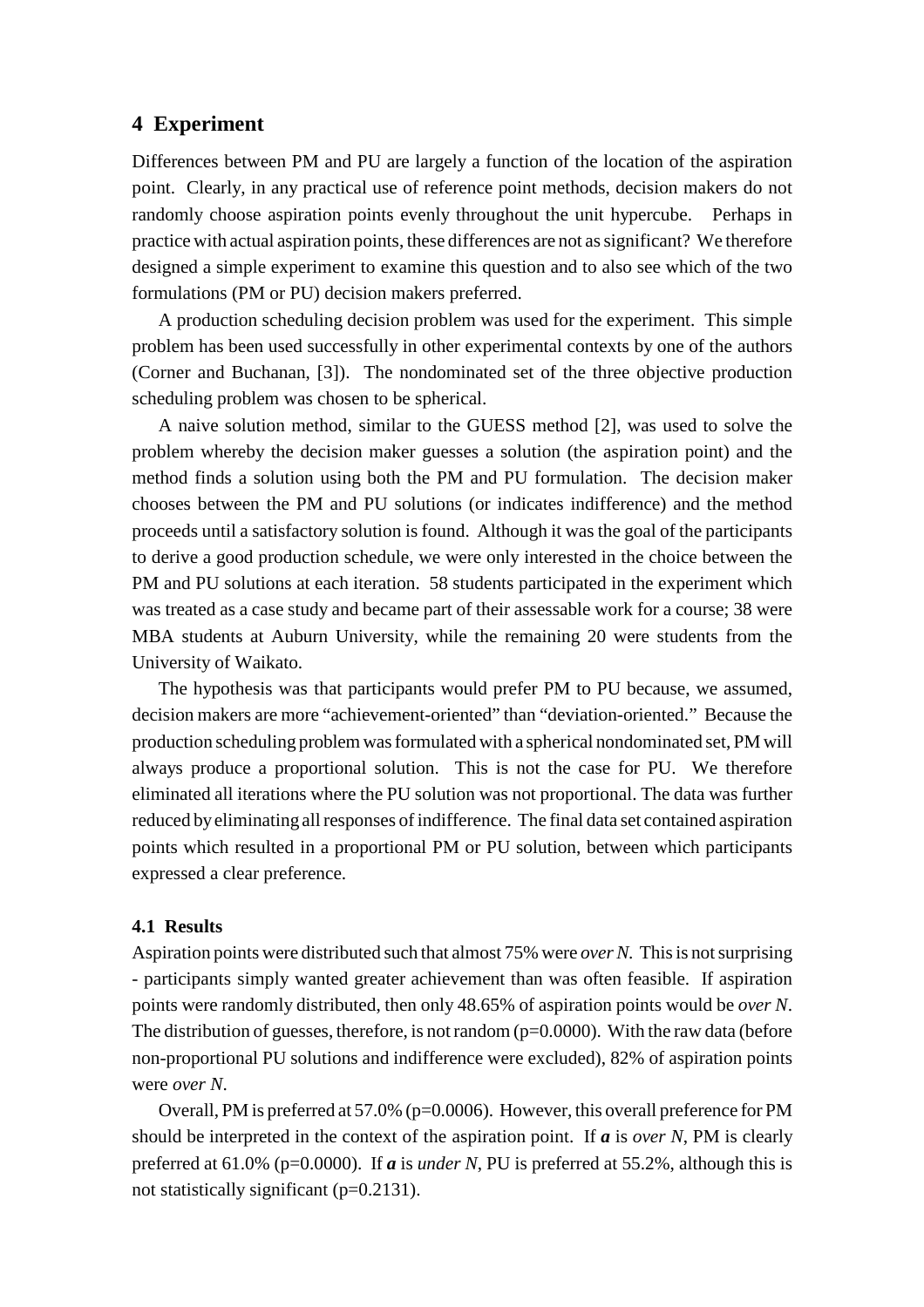## 4 Experiment

Differences between PM and PU are largely a function of the location of the aspiration point. Clearly, in any practical use of reference point methods, decision makers do not randomly choose aspiration points evenly throughout the unit hypercube. Perhaps in practice with actual aspiration points, these differences are not as significant? We therefore designed a simple experiment to examine this question and to also see which of the two formulations (PM or PU) decision makers preferred.

A production scheduling decision problem was used for the experiment. This simple problem has been used successfully in other experimental contexts by one of the authors (Corner and Buchanan, [3]). The nondominated set of the three objective production scheduling problem was chosen to be spherical.

A naive solution method, similar to the GUESS method [2], was used to solve the problem whereby the decision maker guesses a solution (the aspiration point) and the method finds a solution using both the PM and PU formulation. The decision maker chooses between the PM and PU solutions (or indicates indifference) and the method proceeds until a satisfactory solution is found. Although it was the goal of the participants to derive a good production schedule, we were only interested in the choice between the PM and PU solutions at each iteration. 58 students participated in the experiment which was treated as a case study and became part of their assessable work for a course; 38 were MBA students at Auburn University, while the remaining 20 were students from the University of Waikato.

The hypothesis was that participants would prefer PM to PU because, we assumed, decision makers are more "achievement-oriented" than "deviation-oriented." Because the production scheduling problem was formulated with a spherical nondominated set, PM will always produce a proportional solution. This is not the case for PU. We therefore eliminated all iterations where the PU solution was not proportional. The data was further reduced by eliminating all responses of indifference. The final data set contained aspiration points which resulted in a proportional PM or PU solution, between which participants expressed a clear preference.

### 4.1 Results

Aspiration points were distributed such that almost 75% were *over N*. This is not surprising - participants simply wanted greater achievement than was often feasible. If aspiration points were randomly distributed, then only 48.65% of aspiration points would be *over N*. The distribution of guesses, therefore, is not random (p=0.0000). With the raw data (before non-proportional PU solutions and indifference were excluded), 82% of aspiration points were *over N*.

Overall, PM is preferred at 57.0% (p=0.0006). However, this overall preference for PM should be interpreted in the context of the aspiration point. If $\boldsymbol{a}$ is *over N*, PM is clearly preferred at 61.0% (p=0.0000). If $\boldsymbol{a}$ is *under N*, PU is preferred at 55.2%, although this is not statistically significant (p=0.2131).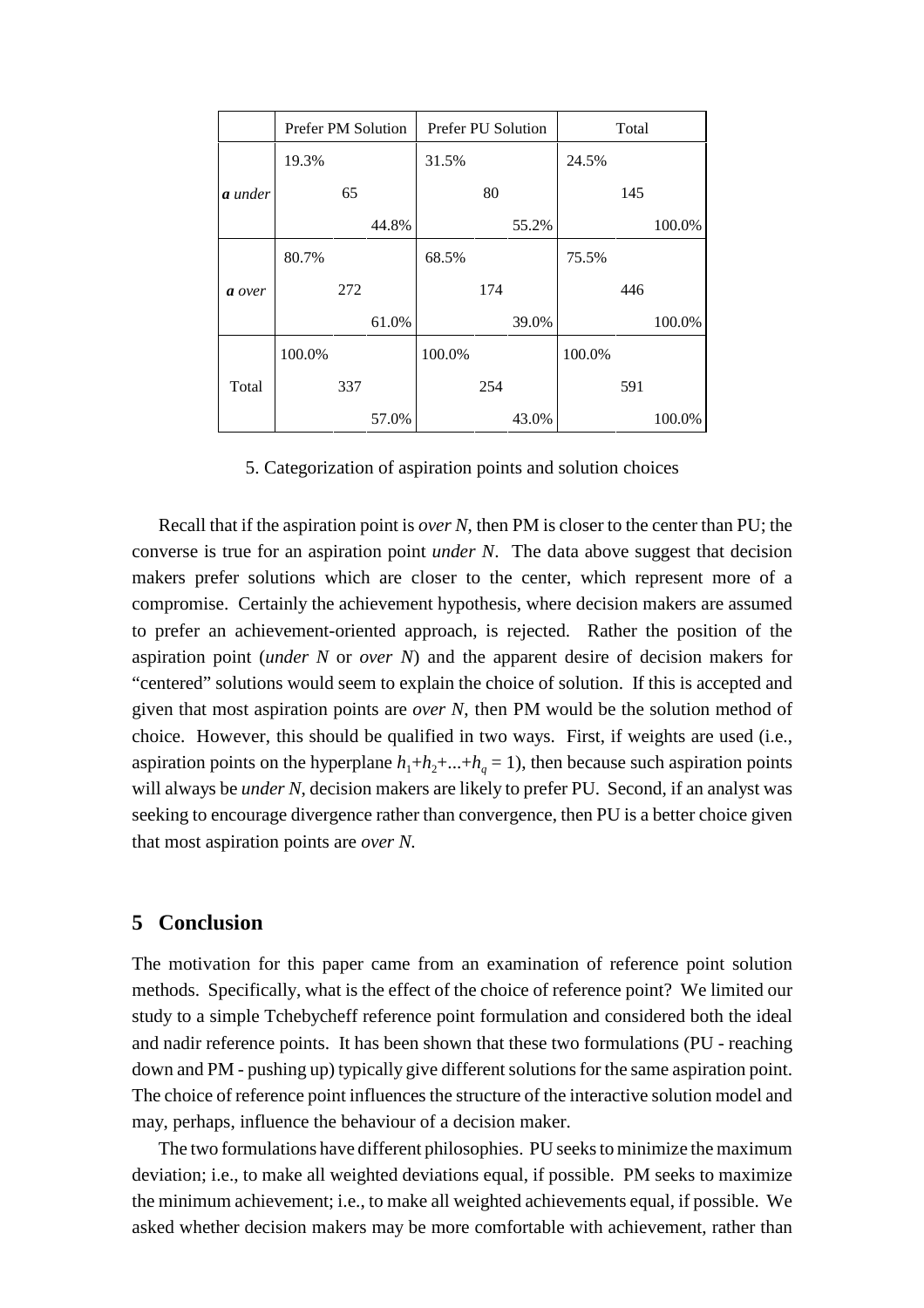| | Prefer PM Solution | Prefer PU Solution | Total |
|---|---|---|---|
| ***a** under* | 19.3%<br>65<br>44.8% | 31.5%<br>80<br>55.2% | 24.5%<br>145<br>100.0% |
| ***a** over* | 80.7%<br>272<br>61.0% | 68.5%<br>174<br>39.0% | 75.5%<br>446<br>100.0% |
| Total | 100.0%<br>337<br>57.0% | 100.0%<br>254<br>43.0% | 100.0%<br>591<br>100.0% |

5. Categorization of aspiration points and solution choices

Recall that if the aspiration point is *over N*, then PM is closer to the center than PU; the converse is true for an aspiration point *under N*. The data above suggest that decision makers prefer solutions which are closer to the center, which represent more of a compromise. Certainly the achievement hypothesis, where decision makers are assumed to prefer an achievement-oriented approach, is rejected. Rather the position of the aspiration point (*under N* or *over N*) and the apparent desire of decision makers for "centered" solutions would seem to explain the choice of solution. If this is accepted and given that most aspiration points are *over N*, then PM would be the solution method of choice. However, this should be qualified in two ways. First, if weights are used (i.e., aspiration points on the hyperplane $h_1+h_2+...+h_q = 1$), then because such aspiration points will always be *under N*, decision makers are likely to prefer PU. Second, if an analyst was seeking to encourage divergence rather than convergence, then PU is a better choice given that most aspiration points are *over N*.

## 5 Conclusion

The motivation for this paper came from an examination of reference point solution methods. Specifically, what is the effect of the choice of reference point? We limited our study to a simple Tchebycheff reference point formulation and considered both the ideal and nadir reference points. It has been shown that these two formulations (PU - reaching down and PM - pushing up) typically give different solutions for the same aspiration point. The choice of reference point influences the structure of the interactive solution model and may, perhaps, influence the behaviour of a decision maker.

The two formulations have different philosophies. PU seeks to minimize the maximum deviation; i.e., to make all weighted deviations equal, if possible. PM seeks to maximize the minimum achievement; i.e., to make all weighted achievements equal, if possible. We asked whether decision makers may be more comfortable with achievement, rather than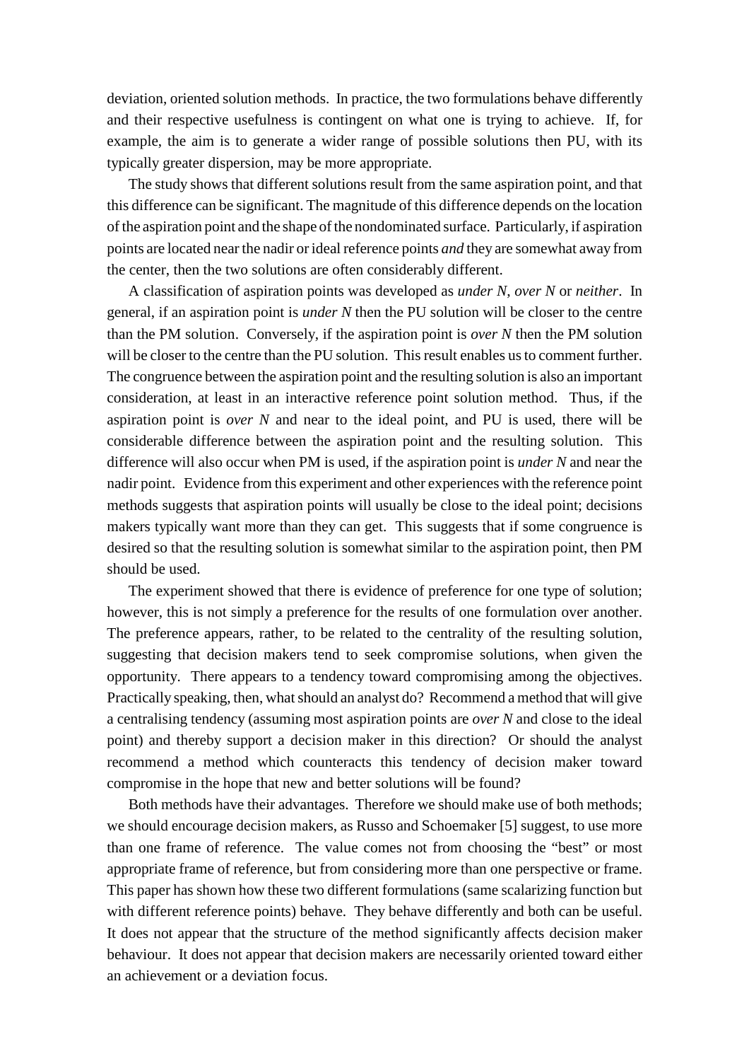deviation, oriented solution methods. In practice, the two formulations behave differently and their respective usefulness is contingent on what one is trying to achieve. If, for example, the aim is to generate a wider range of possible solutions then PU, with its typically greater dispersion, may be more appropriate.

The study shows that different solutions result from the same aspiration point, and that this difference can be significant. The magnitude of this difference depends on the location of the aspiration point and the shape of the nondominated surface. Particularly, if aspiration points are located near the nadir or ideal reference points *and* they are somewhat away from the center, then the two solutions are often considerably different.

A classification of aspiration points was developed as *under N*, *over N* or *neither*. In general, if an aspiration point is *under N* then the PU solution will be closer to the centre than the PM solution. Conversely, if the aspiration point is *over N* then the PM solution will be closer to the centre than the PU solution. This result enables us to comment further. The congruence between the aspiration point and the resulting solution is also an important consideration, at least in an interactive reference point solution method. Thus, if the aspiration point is *over N* and near to the ideal point, and PU is used, there will be considerable difference between the aspiration point and the resulting solution. This difference will also occur when PM is used, if the aspiration point is *under N* and near the nadir point. Evidence from this experiment and other experiences with the reference point methods suggests that aspiration points will usually be close to the ideal point; decisions makers typically want more than they can get. This suggests that if some congruence is desired so that the resulting solution is somewhat similar to the aspiration point, then PM should be used.

The experiment showed that there is evidence of preference for one type of solution; however, this is not simply a preference for the results of one formulation over another. The preference appears, rather, to be related to the centrality of the resulting solution, suggesting that decision makers tend to seek compromise solutions, when given the opportunity. There appears to a tendency toward compromising among the objectives. Practically speaking, then, what should an analyst do? Recommend a method that will give a centralising tendency (assuming most aspiration points are *over N* and close to the ideal point) and thereby support a decision maker in this direction? Or should the analyst recommend a method which counteracts this tendency of decision maker toward compromise in the hope that new and better solutions will be found?

Both methods have their advantages. Therefore we should make use of both methods; we should encourage decision makers, as Russo and Schoemaker [5] suggest, to use more than one frame of reference. The value comes not from choosing the "best" or most appropriate frame of reference, but from considering more than one perspective or frame. This paper has shown how these two different formulations (same scalarizing function but with different reference points) behave. They behave differently and both can be useful. It does not appear that the structure of the method significantly affects decision maker behaviour. It does not appear that decision makers are necessarily oriented toward either an achievement or a deviation focus.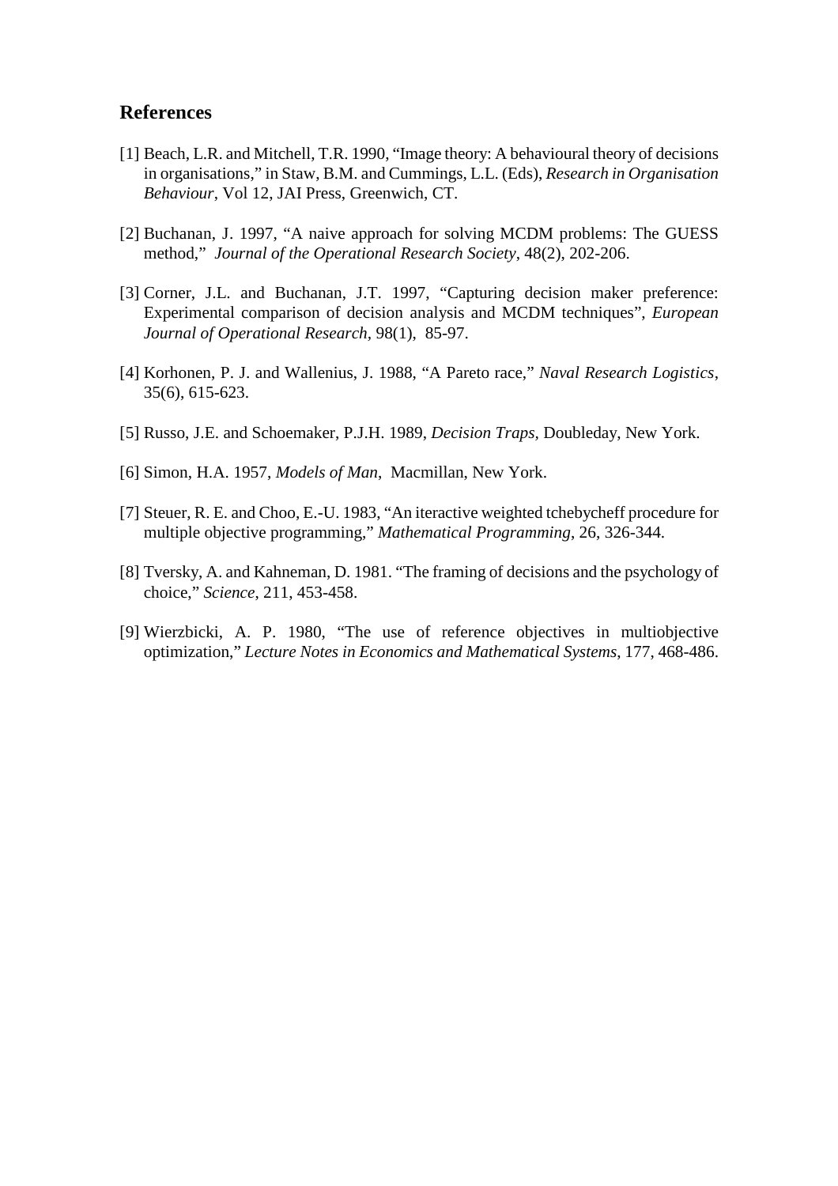## References

[1] Beach, L.R. and Mitchell, T.R. 1990, "Image theory: A behavioural theory of decisions in organisations," in Staw, B.M. and Cummings, L.L. (Eds), *Research in Organisation Behaviour*, Vol 12, JAI Press, Greenwich, CT.

[2] Buchanan, J. 1997, "A naive approach for solving MCDM problems: The GUESS method," *Journal of the Operational Research Society*, 48(2), 202-206.

[3] Corner, J.L. and Buchanan, J.T. 1997, "Capturing decision maker preference: Experimental comparison of decision analysis and MCDM techniques", *European Journal of Operational Research*, 98(1), 85-97.

[4] Korhonen, P. J. and Wallenius, J. 1988, "A Pareto race," *Naval Research Logistics*, 35(6), 615-623.

[5] Russo, J.E. and Schoemaker, P.J.H. 1989, *Decision Traps*, Doubleday, New York.

[6] Simon, H.A. 1957, *Models of Man*, Macmillan, New York.

[7] Steuer, R. E. and Choo, E.-U. 1983, "An iteractive weighted tchebycheff procedure for multiple objective programming," *Mathematical Programming*, 26, 326-344.

[8] Tversky, A. and Kahneman, D. 1981. "The framing of decisions and the psychology of choice," *Science*, 211, 453-458.

[9] Wierzbicki, A. P. 1980, "The use of reference objectives in multiobjective optimization," *Lecture Notes in Economics and Mathematical Systems*, 177, 468-486.